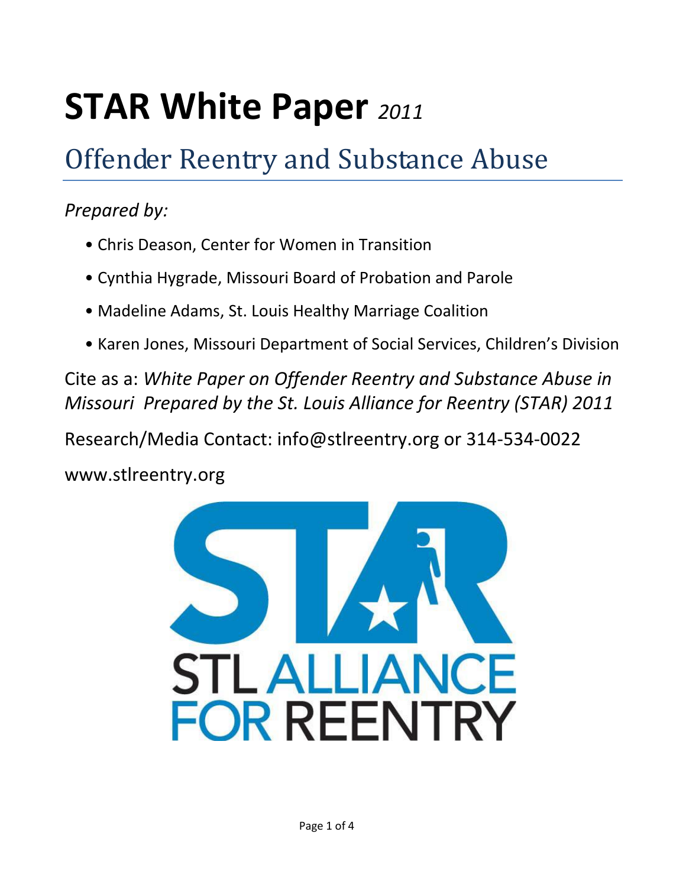# STAR White Paper *2011*

## Offender Reentry and Substance Abuse

*Prepared by:*

- Chris Deason, Center for Women in Transition
- Cynthia Hygrade, Missouri Board of Probation and Parole
- Madeline Adams, St. Louis Healthy Marriage Coalition
- Karen Jones, Missouri Department of Social Services, Children's Division

Cite as a: *White Paper on Offender Reentry and Substance Abuse in Missouri Prepared by the St. Louis Alliance for Reentry (STAR) 2011*

Research/Media Contact: info@stlreentry.org or 314-534-0022

www.stlreentry.org

STAR
STL ALLIANCE FOR REENTRY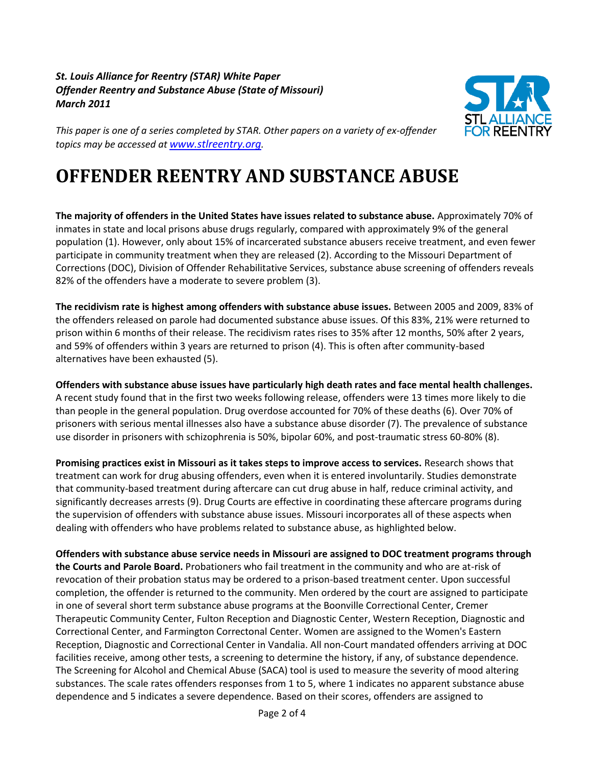***St. Louis Alliance for Reentry (STAR) White Paper***
***Offender Reentry and Substance Abuse (State of Missouri)***
***March 2011***

*This paper is one of a series completed by STAR. Other papers on a variety of ex-offender topics may be accessed at [www.stlreentry.org](http://www.stlreentry.org).*

# OFFENDER REENTRY AND SUBSTANCE ABUSE

**The majority of offenders in the United States have issues related to substance abuse.** Approximately 70% of inmates in state and local prisons abuse drugs regularly, compared with approximately 9% of the general population (1). However, only about 15% of incarcerated substance abusers receive treatment, and even fewer participate in community treatment when they are released (2). According to the Missouri Department of Corrections (DOC), Division of Offender Rehabilitative Services, substance abuse screening of offenders reveals 82% of the offenders have a moderate to severe problem (3).

**The recidivism rate is highest among offenders with substance abuse issues.** Between 2005 and 2009, 83% of the offenders released on parole had documented substance abuse issues. Of this 83%, 21% were returned to prison within 6 months of their release. The recidivism rates rises to 35% after 12 months, 50% after 2 years, and 59% of offenders within 3 years are returned to prison (4). This is often after community-based alternatives have been exhausted (5).

**Offenders with substance abuse issues have particularly high death rates and face mental health challenges.** A recent study found that in the first two weeks following release, offenders were 13 times more likely to die than people in the general population. Drug overdose accounted for 70% of these deaths (6). Over 70% of prisoners with serious mental illnesses also have a substance abuse disorder (7). The prevalence of substance use disorder in prisoners with schizophrenia is 50%, bipolar 60%, and post-traumatic stress 60-80% (8).

**Promising practices exist in Missouri as it takes steps to improve access to services.** Research shows that treatment can work for drug abusing offenders, even when it is entered involuntarily. Studies demonstrate that community-based treatment during aftercare can cut drug abuse in half, reduce criminal activity, and significantly decreases arrests (9). Drug Courts are effective in coordinating these aftercare programs during the supervision of offenders with substance abuse issues. Missouri incorporates all of these aspects when dealing with offenders who have problems related to substance abuse, as highlighted below.

**Offenders with substance abuse service needs in Missouri are assigned to DOC treatment programs through the Courts and Parole Board.** Probationers who fail treatment in the community and who are at-risk of revocation of their probation status may be ordered to a prison-based treatment center. Upon successful completion, the offender is returned to the community. Men ordered by the court are assigned to participate in one of several short term substance abuse programs at the Boonville Correctional Center, Cremer Therapeutic Community Center, Fulton Reception and Diagnostic Center, Western Reception, Diagnostic and Correctional Center, and Farmington Correctonal Center. Women are assigned to the Women's Eastern Reception, Diagnostic and Correctional Center in Vandalia. All non-Court mandated offenders arriving at DOC facilities receive, among other tests, a screening to determine the history, if any, of substance dependence. The Screening for Alcohol and Chemical Abuse (SACA) tool is used to measure the severity of mood altering substances. The scale rates offenders responses from 1 to 5, where 1 indicates no apparent substance abuse dependence and 5 indicates a severe dependence. Based on their scores, offenders are assigned to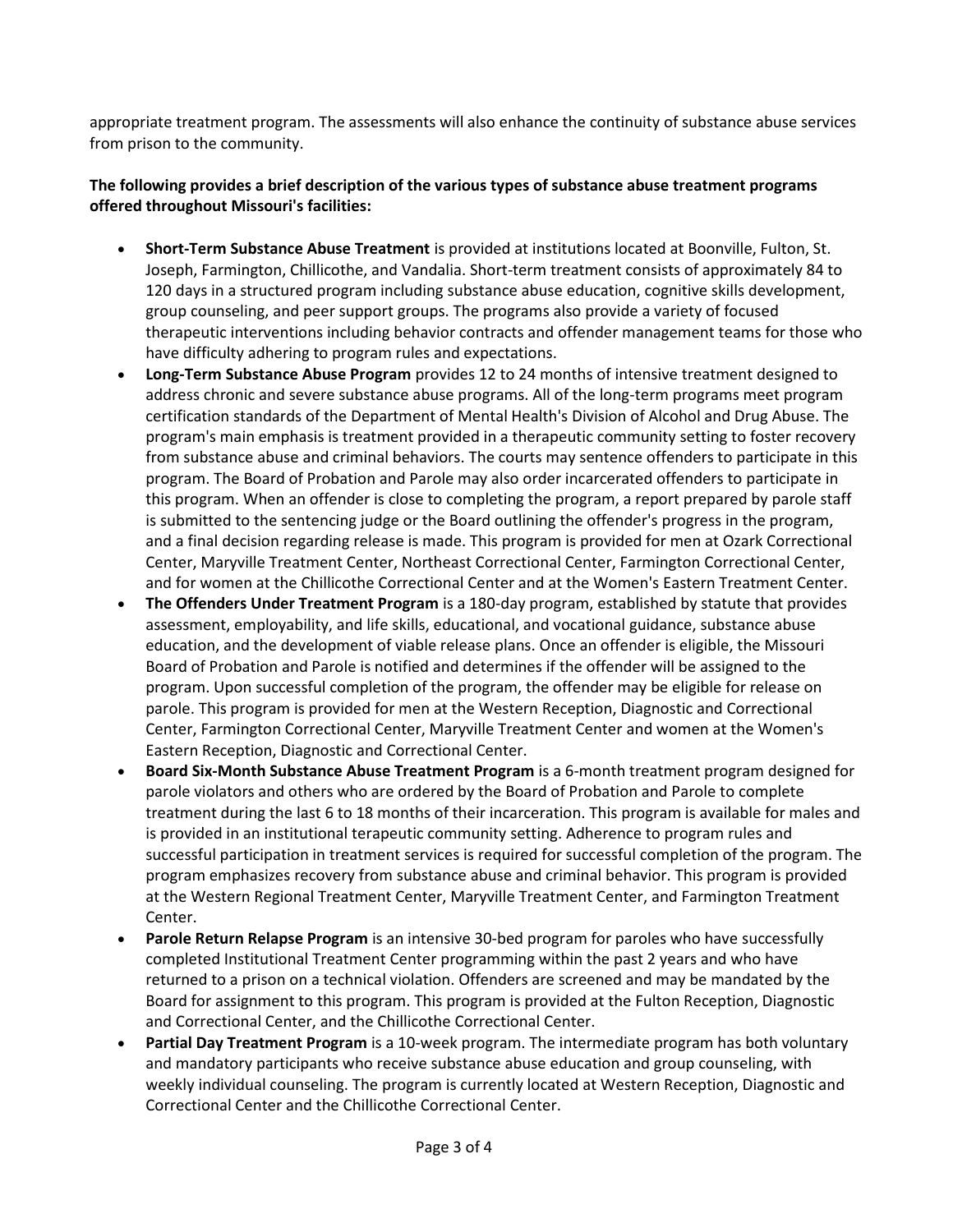appropriate treatment program. The assessments will also enhance the continuity of substance abuse services from prison to the community.

**The following provides a brief description of the various types of substance abuse treatment programs offered throughout Missouri's facilities:**

- **Short-Term Substance Abuse Treatment** is provided at institutions located at Boonville, Fulton, St. Joseph, Farmington, Chillicothe, and Vandalia. Short-term treatment consists of approximately 84 to 120 days in a structured program including substance abuse education, cognitive skills development, group counseling, and peer support groups. The programs also provide a variety of focused therapeutic interventions including behavior contracts and offender management teams for those who have difficulty adhering to program rules and expectations.
- **Long-Term Substance Abuse Program** provides 12 to 24 months of intensive treatment designed to address chronic and severe substance abuse programs. All of the long-term programs meet program certification standards of the Department of Mental Health's Division of Alcohol and Drug Abuse. The program's main emphasis is treatment provided in a therapeutic community setting to foster recovery from substance abuse and criminal behaviors. The courts may sentence offenders to participate in this program. The Board of Probation and Parole may also order incarcerated offenders to participate in this program. When an offender is close to completing the program, a report prepared by parole staff is submitted to the sentencing judge or the Board outlining the offender's progress in the program, and a final decision regarding release is made. This program is provided for men at Ozark Correctional Center, Maryville Treatment Center, Northeast Correctional Center, Farmington Correctional Center, and for women at the Chillicothe Correctional Center and at the Women's Eastern Treatment Center.
- **The Offenders Under Treatment Program** is a 180-day program, established by statute that provides assessment, employability, and life skills, educational, and vocational guidance, substance abuse education, and the development of viable release plans. Once an offender is eligible, the Missouri Board of Probation and Parole is notified and determines if the offender will be assigned to the program. Upon successful completion of the program, the offender may be eligible for release on parole. This program is provided for men at the Western Reception, Diagnostic and Correctional Center, Farmington Correctional Center, Maryville Treatment Center and women at the Women's Eastern Reception, Diagnostic and Correctional Center.
- **Board Six-Month Substance Abuse Treatment Program** is a 6-month treatment program designed for parole violators and others who are ordered by the Board of Probation and Parole to complete treatment during the last 6 to 18 months of their incarceration. This program is available for males and is provided in an institutional terapeutic community setting. Adherence to program rules and successful participation in treatment services is required for successful completion of the program. The program emphasizes recovery from substance abuse and criminal behavior. This program is provided at the Western Regional Treatment Center, Maryville Treatment Center, and Farmington Treatment Center.
- **Parole Return Relapse Program** is an intensive 30-bed program for paroles who have successfully completed Institutional Treatment Center programming within the past 2 years and who have returned to a prison on a technical violation. Offenders are screened and may be mandated by the Board for assignment to this program. This program is provided at the Fulton Reception, Diagnostic and Correctional Center, and the Chillicothe Correctional Center.
- **Partial Day Treatment Program** is a 10-week program. The intermediate program has both voluntary and mandatory participants who receive substance abuse education and group counseling, with weekly individual counseling. The program is currently located at Western Reception, Diagnostic and Correctional Center and the Chillicothe Correctional Center.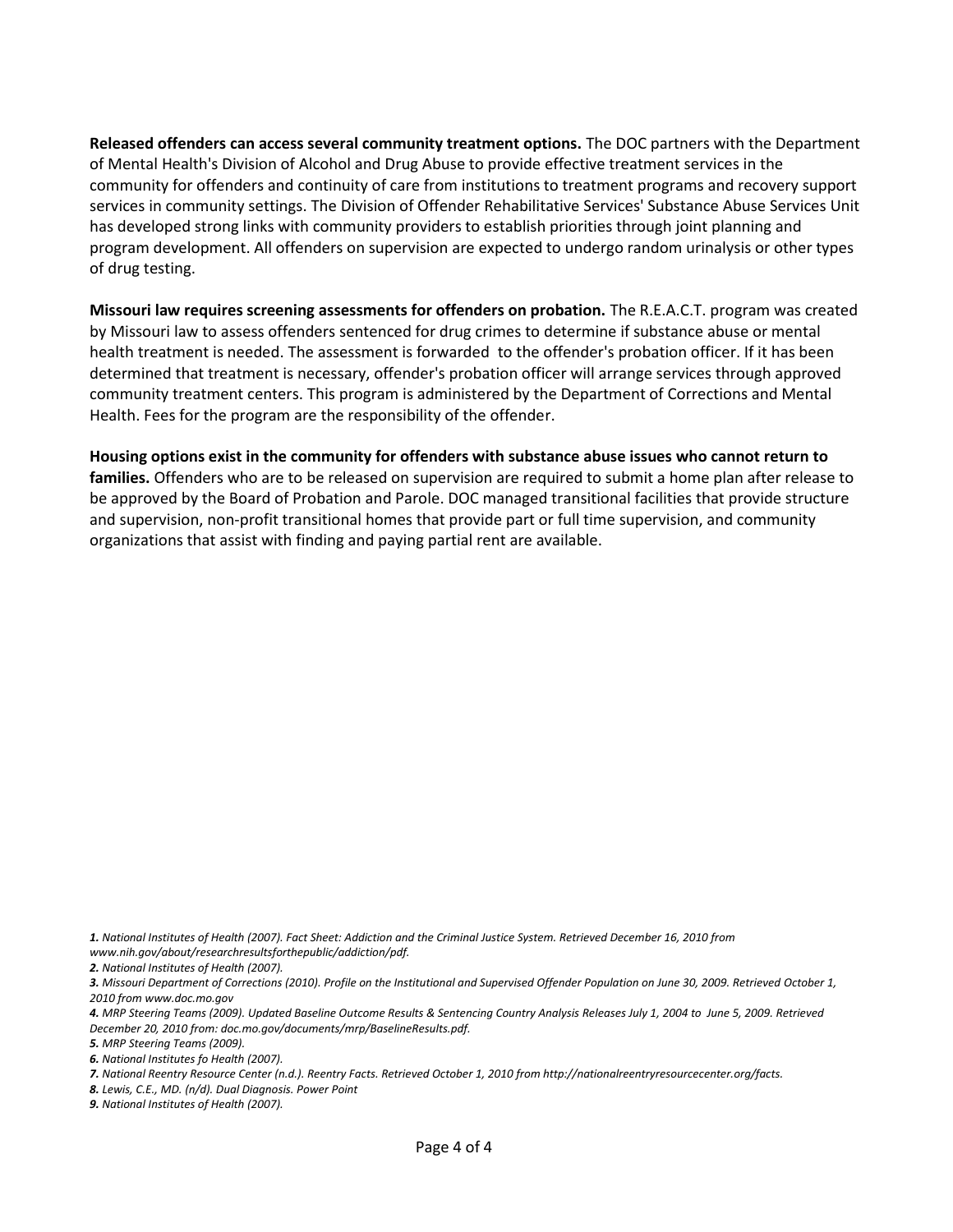**Released offenders can access several community treatment options.** The DOC partners with the Department of Mental Health's Division of Alcohol and Drug Abuse to provide effective treatment services in the community for offenders and continuity of care from institutions to treatment programs and recovery support services in community settings. The Division of Offender Rehabilitative Services' Substance Abuse Services Unit has developed strong links with community providers to establish priorities through joint planning and program development. All offenders on supervision are expected to undergo random urinalysis or other types of drug testing.

**Missouri law requires screening assessments for offenders on probation.** The R.E.A.C.T. program was created by Missouri law to assess offenders sentenced for drug crimes to determine if substance abuse or mental health treatment is needed. The assessment is forwarded to the offender's probation officer. If it has been determined that treatment is necessary, offender's probation officer will arrange services through approved community treatment centers. This program is administered by the Department of Corrections and Mental Health. Fees for the program are the responsibility of the offender.

**Housing options exist in the community for offenders with substance abuse issues who cannot return to families.** Offenders who are to be released on supervision are required to submit a home plan after release to be approved by the Board of Probation and Parole. DOC managed transitional facilities that provide structure and supervision, non-profit transitional homes that provide part or full time supervision, and community organizations that assist with finding and paying partial rent are available.

***1.*** *National Institutes of Health (2007). Fact Sheet: Addiction and the Criminal Justice System. Retrieved December 16, 2010 from www.nih.gov/about/researchresultsforthepublic/addiction/pdf.*

***2.*** *National Institutes of Health (2007).*

***3.*** *Missouri Department of Corrections (2010). Profile on the Institutional and Supervised Offender Population on June 30, 2009. Retrieved October 1, 2010 from www.doc.mo.gov*

***4.*** *MRP Steering Teams (2009). Updated Baseline Outcome Results & Sentencing Country Analysis Releases July 1, 2004 to June 5, 2009. Retrieved December 20, 2010 from: doc.mo.gov/documents/mrp/BaselineResults.pdf.*

***5.*** *MRP Steering Teams (2009).*

***6.*** *National Institutes fo Health (2007).*

***7.*** *National Reentry Resource Center (n.d.). Reentry Facts. Retrieved October 1, 2010 from http://nationalreentryresourcecenter.org/facts.*

***8.*** *Lewis, C.E., MD. (n/d). Dual Diagnosis. Power Point*

***9.*** *National Institutes of Health (2007).*